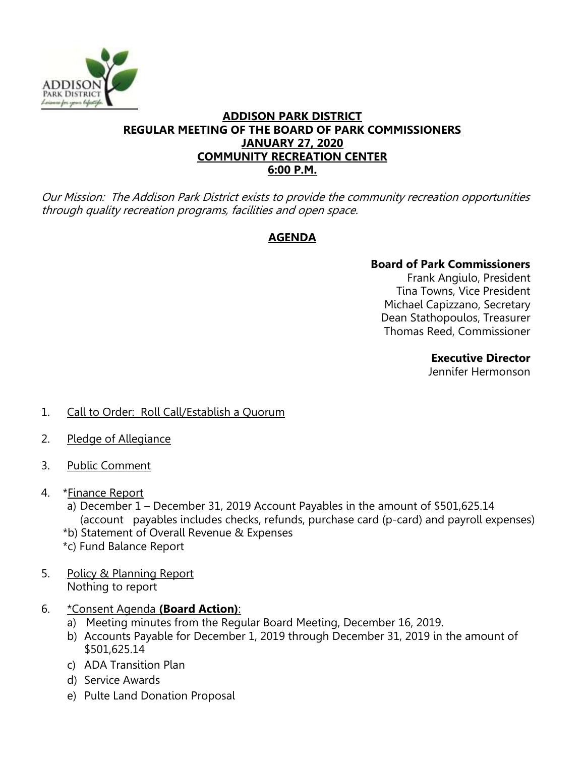# ADDISON PARK DISTRICT
## REGULAR MEETING OF THE BOARD OF PARK COMMISSIONERS
## JANUARY 27, 2020
## COMMUNITY RECREATION CENTER
## 6:00 P.M.

*Our Mission: The Addison Park District exists to provide the community recreation opportunities through quality recreation programs, facilities and open space.*

## AGENDA

**Board of Park Commissioners**
Frank Angiulo, President
Tina Towns, Vice President
Michael Capizzano, Secretary
Dean Stathopoulos, Treasurer
Thomas Reed, Commissioner

**Executive Director**
Jennifer Hermonson

1. Call to Order: Roll Call/Establish a Quorum

2. Pledge of Allegiance

3. Public Comment

4. *Finance Report
   a) December 1 – December 31, 2019 Account Payables in the amount of $501,625.14 (account payables includes checks, refunds, purchase card (p-card) and payroll expenses)
   *b) Statement of Overall Revenue & Expenses
   *c) Fund Balance Report

5. Policy & Planning Report
   Nothing to report

6. *Consent Agenda **(Board Action)**:
   a) Meeting minutes from the Regular Board Meeting, December 16, 2019.
   b) Accounts Payable for December 1, 2019 through December 31, 2019 in the amount of $501,625.14
   c) ADA Transition Plan
   d) Service Awards
   e) Pulte Land Donation Proposal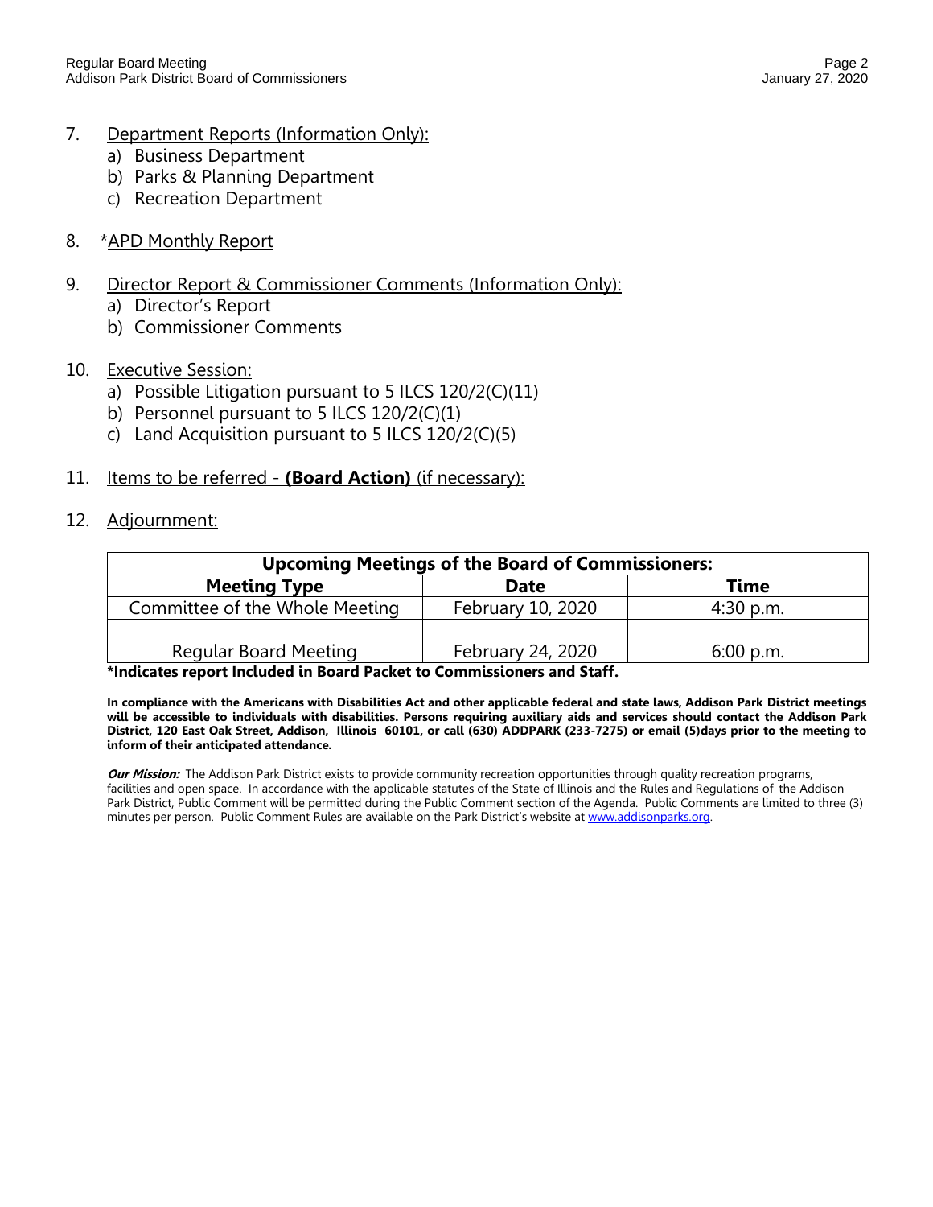7. Department Reports (Information Only):
   a) Business Department
   b) Parks & Planning Department
   c) Recreation Department

8. *APD Monthly Report

9. Director Report & Commissioner Comments (Information Only):
   a) Director's Report
   b) Commissioner Comments

10. Executive Session:
    a) Possible Litigation pursuant to 5 ILCS 120/2(C)(11)
    b) Personnel pursuant to 5 ILCS 120/2(C)(1)
    c) Land Acquisition pursuant to 5 ILCS 120/2(C)(5)

11. Items to be referred - **(Board Action)** (if necessary):

12. Adjournment:

| **Upcoming Meetings of the Board of Commissioners:** | | |
|---|---|---|
| **Meeting Type** | **Date** | **Time** |
| Committee of the Whole Meeting | February 10, 2020 | 4:30 p.m. |
| Regular Board Meeting | February 24, 2020 | 6:00 p.m. |

**\*Indicates report Included in Board Packet to Commissioners and Staff.**

**In compliance with the Americans with Disabilities Act and other applicable federal and state laws, Addison Park District meetings will be accessible to individuals with disabilities. Persons requiring auxiliary aids and services should contact the Addison Park District, 120 East Oak Street, Addison, Illinois 60101, or call (630) ADDPARK (233-7275) or email (5)days prior to the meeting to inform of their anticipated attendance.**

***Our Mission:*** The Addison Park District exists to provide community recreation opportunities through quality recreation programs, facilities and open space. In accordance with the applicable statutes of the State of Illinois and the Rules and Regulations of the Addison Park District, Public Comment will be permitted during the Public Comment section of the Agenda. Public Comments are limited to three (3) minutes per person. Public Comment Rules are available on the Park District's website at www.addisonparks.org.